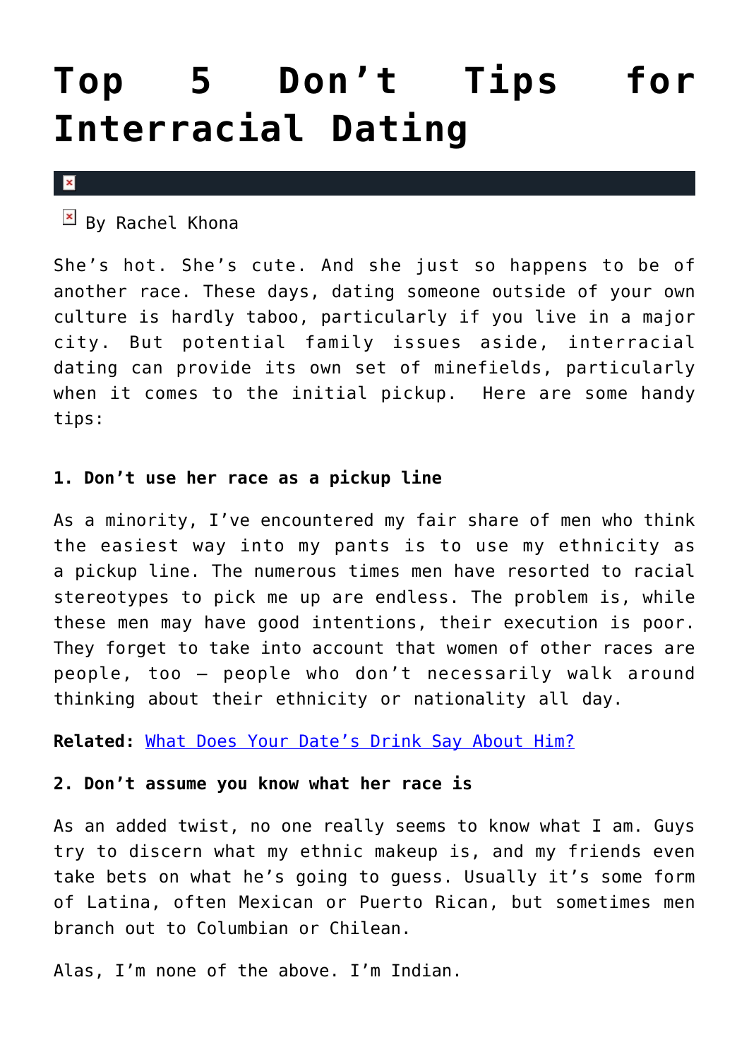# Top 5 Don't Tips for Interracial Dating

By Rachel Khona

She's hot. She's cute. And she just so happens to be of another race. These days, dating someone outside of your own culture is hardly taboo, particularly if you live in a major city. But potential family issues aside, interracial dating can provide its own set of minefields, particularly when it comes to the initial pickup.  Here are some handy tips:

**1. Don't use her race as a pickup line**

As a minority, I've encountered my fair share of men who think the easiest way into my pants is to use my ethnicity as a pickup line. The numerous times men have resorted to racial stereotypes to pick me up are endless. The problem is, while these men may have good intentions, their execution is poor. They forget to take into account that women of other races are people, too — people who don't necessarily walk around thinking about their ethnicity or nationality all day.

**Related:** [What Does Your Date's Drink Say About Him?]()

**2. Don't assume you know what her race is**

As an added twist, no one really seems to know what I am. Guys try to discern what my ethnic makeup is, and my friends even take bets on what he's going to guess. Usually it's some form of Latina, often Mexican or Puerto Rican, but sometimes men branch out to Columbian or Chilean.

Alas, I'm none of the above. I'm Indian.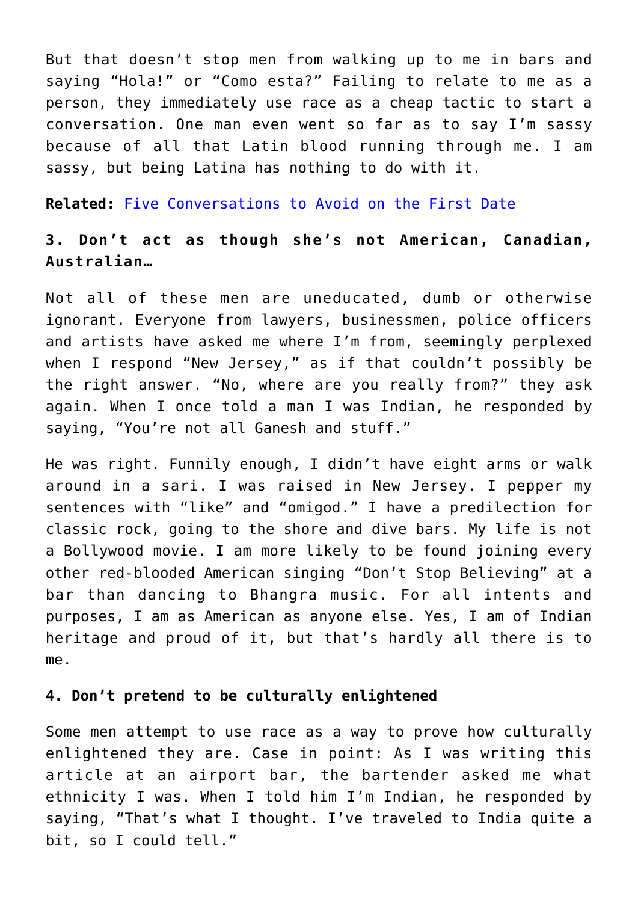But that doesn't stop men from walking up to me in bars and saying "Hola!" or "Como esta?" Failing to relate to me as a person, they immediately use race as a cheap tactic to start a conversation. One man even went so far as to say I'm sassy because of all that Latin blood running through me. I am sassy, but being Latina has nothing to do with it.

**Related:** [Five Conversations to Avoid on the First Date]()

### 3. Don't act as though she's not American, Canadian, Australian…

Not all of these men are uneducated, dumb or otherwise ignorant. Everyone from lawyers, businessmen, police officers and artists have asked me where I'm from, seemingly perplexed when I respond "New Jersey," as if that couldn't possibly be the right answer. "No, where are you really from?" they ask again. When I once told a man I was Indian, he responded by saying, "You're not all Ganesh and stuff."

He was right. Funnily enough, I didn't have eight arms or walk around in a sari. I was raised in New Jersey. I pepper my sentences with "like" and "omigod." I have a predilection for classic rock, going to the shore and dive bars. My life is not a Bollywood movie. I am more likely to be found joining every other red-blooded American singing "Don't Stop Believing" at a bar than dancing to Bhangra music. For all intents and purposes, I am as American as anyone else. Yes, I am of Indian heritage and proud of it, but that's hardly all there is to me.

### 4. Don't pretend to be culturally enlightened

Some men attempt to use race as a way to prove how culturally enlightened they are. Case in point: As I was writing this article at an airport bar, the bartender asked me what ethnicity I was. When I told him I'm Indian, he responded by saying, "That's what I thought. I've traveled to India quite a bit, so I could tell."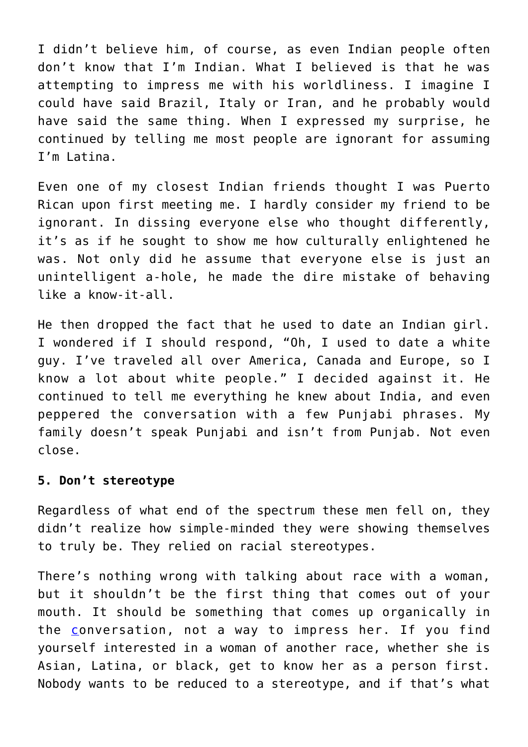I didn't believe him, of course, as even Indian people often don't know that I'm Indian. What I believed is that he was attempting to impress me with his worldliness. I imagine I could have said Brazil, Italy or Iran, and he probably would have said the same thing. When I expressed my surprise, he continued by telling me most people are ignorant for assuming I'm Latina.

Even one of my closest Indian friends thought I was Puerto Rican upon first meeting me. I hardly consider my friend to be ignorant. In dissing everyone else who thought differently, it's as if he sought to show me how culturally enlightened he was. Not only did he assume that everyone else is just an unintelligent a-hole, he made the dire mistake of behaving like a know-it-all.

He then dropped the fact that he used to date an Indian girl. I wondered if I should respond, "Oh, I used to date a white guy. I've traveled all over America, Canada and Europe, so I know a lot about white people." I decided against it. He continued to tell me everything he knew about India, and even peppered the conversation with a few Punjabi phrases. My family doesn't speak Punjabi and isn't from Punjab. Not even close.

**5. Don't stereotype**

Regardless of what end of the spectrum these men fell on, they didn't realize how simple-minded they were showing themselves to truly be. They relied on racial stereotypes.

There's nothing wrong with talking about race with a woman, but it shouldn't be the first thing that comes out of your mouth. It should be something that comes up organically in the conversation, not a way to impress her. If you find yourself interested in a woman of another race, whether she is Asian, Latina, or black, get to know her as a person first. Nobody wants to be reduced to a stereotype, and if that's what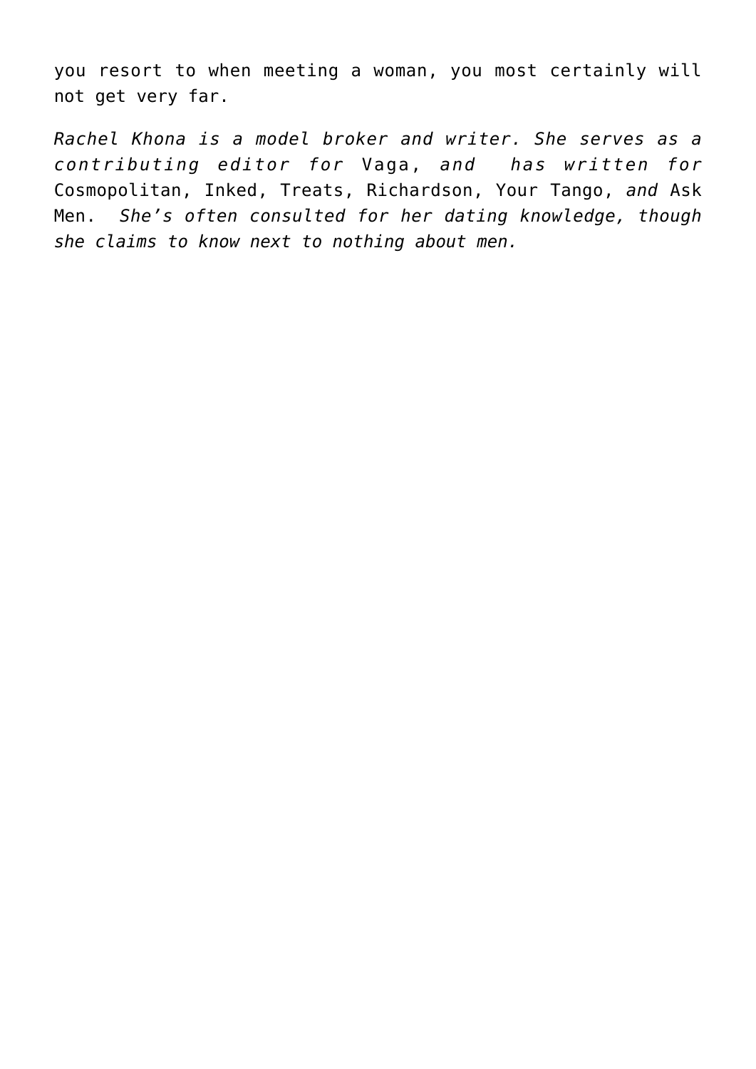you resort to when meeting a woman, you most certainly will not get very far.

*Rachel Khona is a model broker and writer. She serves as a contributing editor for* Vaga, *and has written for* Cosmopolitan, Inked, Treats, Richardson, Your Tango, *and* Ask Men. *She's often consulted for her dating knowledge, though she claims to know next to nothing about men.*